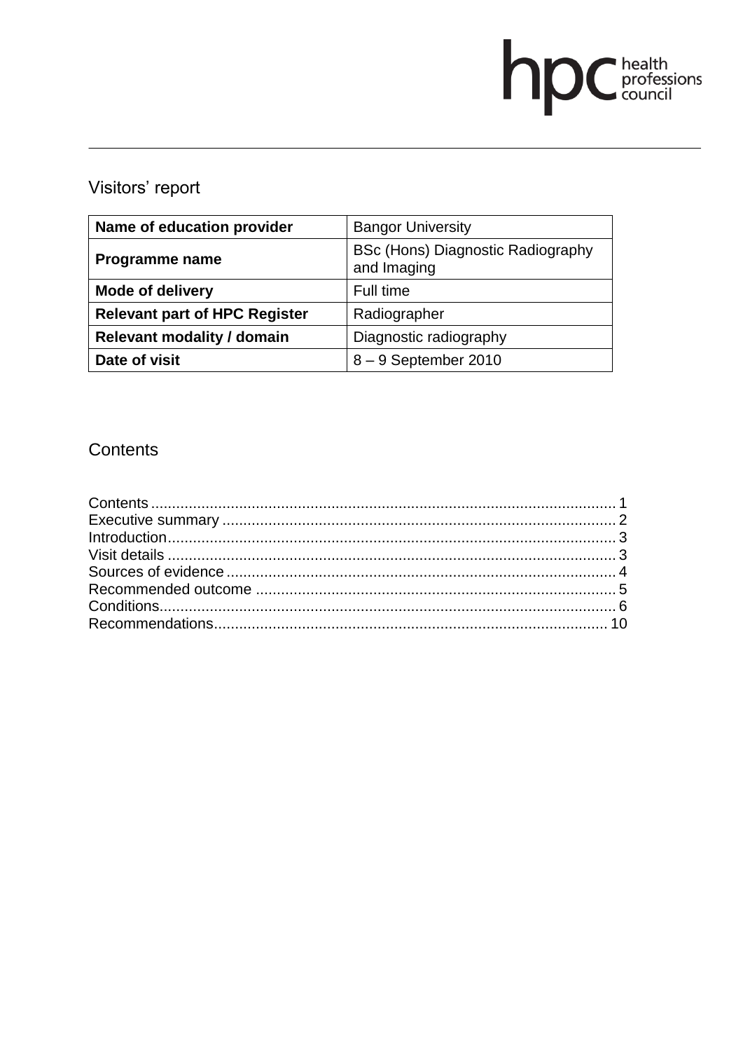hpc health professions council

# Visitors' report

| Name of education provider | Bangor University |
|---|---|
| Programme name | BSc (Hons) Diagnostic Radiography and Imaging |
| Mode of delivery | Full time |
| Relevant part of HPC Register | Radiographer |
| Relevant modality / domain | Diagnostic radiography |
| Date of visit | 8 – 9 September 2010 |

## Contents

Contents .................................................................................................. 1
Executive summary ................................................................................ 2
Introduction.............................................................................................. 3
Visit details .............................................................................................. 3
Sources of evidence ................................................................................ 4
Recommended outcome ......................................................................... 5
Conditions................................................................................................ 6
Recommendations.................................................................................. 10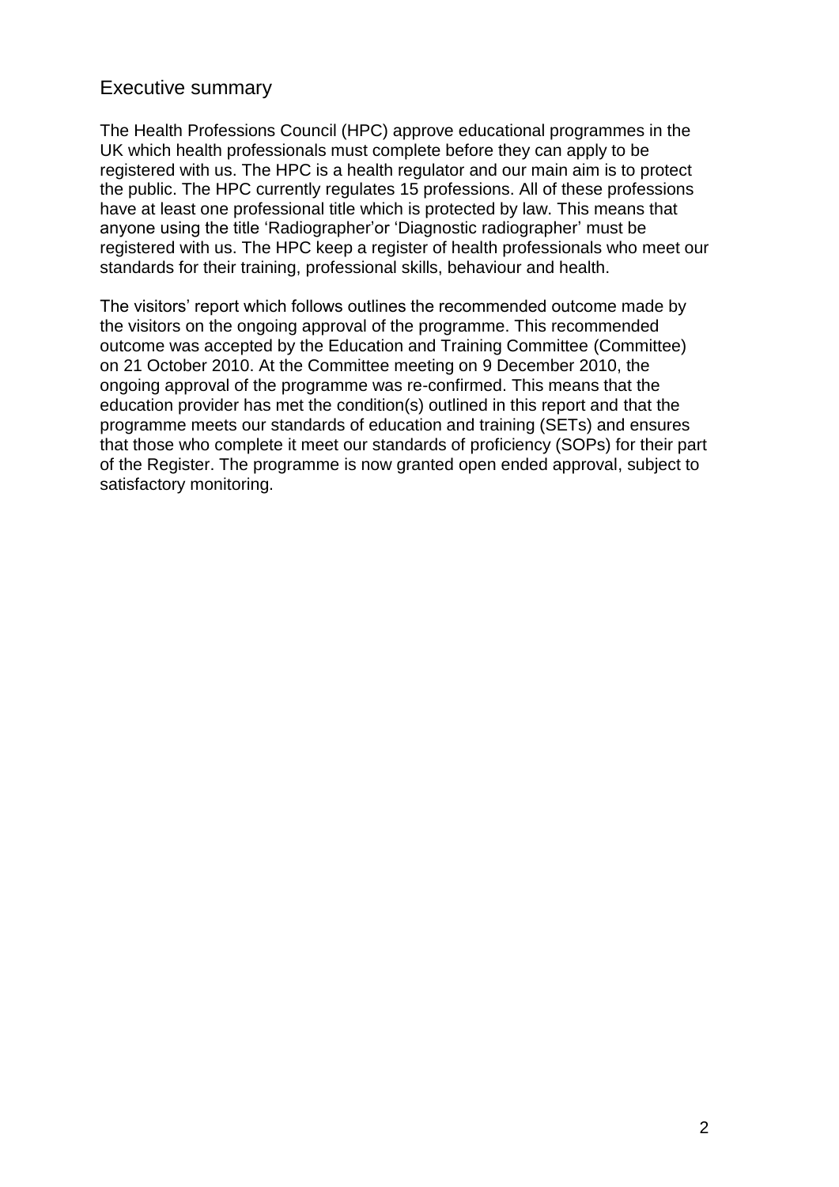## Executive summary

The Health Professions Council (HPC) approve educational programmes in the UK which health professionals must complete before they can apply to be registered with us. The HPC is a health regulator and our main aim is to protect the public. The HPC currently regulates 15 professions. All of these professions have at least one professional title which is protected by law. This means that anyone using the title 'Radiographer'or 'Diagnostic radiographer' must be registered with us. The HPC keep a register of health professionals who meet our standards for their training, professional skills, behaviour and health.

The visitors' report which follows outlines the recommended outcome made by the visitors on the ongoing approval of the programme. This recommended outcome was accepted by the Education and Training Committee (Committee) on 21 October 2010. At the Committee meeting on 9 December 2010, the ongoing approval of the programme was re-confirmed. This means that the education provider has met the condition(s) outlined in this report and that the programme meets our standards of education and training (SETs) and ensures that those who complete it meet our standards of proficiency (SOPs) for their part of the Register. The programme is now granted open ended approval, subject to satisfactory monitoring.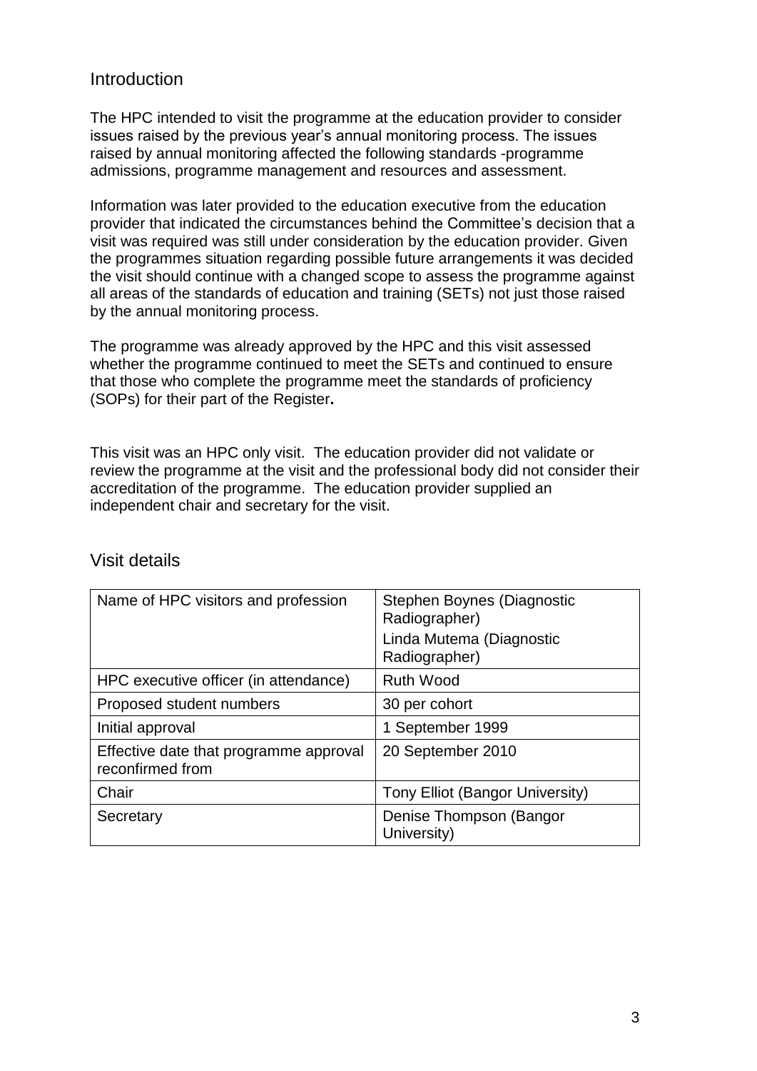## Introduction

The HPC intended to visit the programme at the education provider to consider issues raised by the previous year's annual monitoring process. The issues raised by annual monitoring affected the following standards -programme admissions, programme management and resources and assessment.

Information was later provided to the education executive from the education provider that indicated the circumstances behind the Committee's decision that a visit was required was still under consideration by the education provider. Given the programmes situation regarding possible future arrangements it was decided the visit should continue with a changed scope to assess the programme against all areas of the standards of education and training (SETs) not just those raised by the annual monitoring process.

The programme was already approved by the HPC and this visit assessed whether the programme continued to meet the SETs and continued to ensure that those who complete the programme meet the standards of proficiency (SOPs) for their part of the Register**.**

This visit was an HPC only visit. The education provider did not validate or review the programme at the visit and the professional body did not consider their accreditation of the programme. The education provider supplied an independent chair and secretary for the visit.

## Visit details

| Name of HPC visitors and profession | Stephen Boynes (Diagnostic Radiographer)<br>Linda Mutema (Diagnostic Radiographer) |
|---|---|
| HPC executive officer (in attendance) | Ruth Wood |
| Proposed student numbers | 30 per cohort |
| Initial approval | 1 September 1999 |
| Effective date that programme approval reconfirmed from | 20 September 2010 |
| Chair | Tony Elliot (Bangor University) |
| Secretary | Denise Thompson (Bangor University) |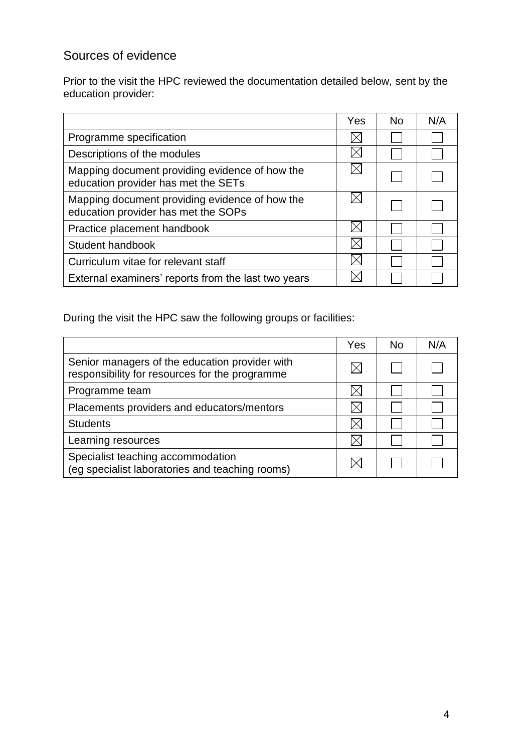## Sources of evidence

Prior to the visit the HPC reviewed the documentation detailed below, sent by the education provider:

| | Yes | No | N/A |
|---|---|---|---|
| Programme specification | ☒ | ☐ | ☐ |
| Descriptions of the modules | ☒ | ☐ | ☐ |
| Mapping document providing evidence of how the education provider has met the SETs | ☒ | ☐ | ☐ |
| Mapping document providing evidence of how the education provider has met the SOPs | ☒ | ☐ | ☐ |
| Practice placement handbook | ☒ | ☐ | ☐ |
| Student handbook | ☒ | ☐ | ☐ |
| Curriculum vitae for relevant staff | ☒ | ☐ | ☐ |
| External examiners' reports from the last two years | ☒ | ☐ | ☐ |

During the visit the HPC saw the following groups or facilities:

| | Yes | No | N/A |
|---|---|---|---|
| Senior managers of the education provider with responsibility for resources for the programme | ☒ | ☐ | ☐ |
| Programme team | ☒ | ☐ | ☐ |
| Placements providers and educators/mentors | ☒ | ☐ | ☐ |
| Students | ☒ | ☐ | ☐ |
| Learning resources | ☒ | ☐ | ☐ |
| Specialist teaching accommodation (eg specialist laboratories and teaching rooms) | ☒ | ☐ | ☐ |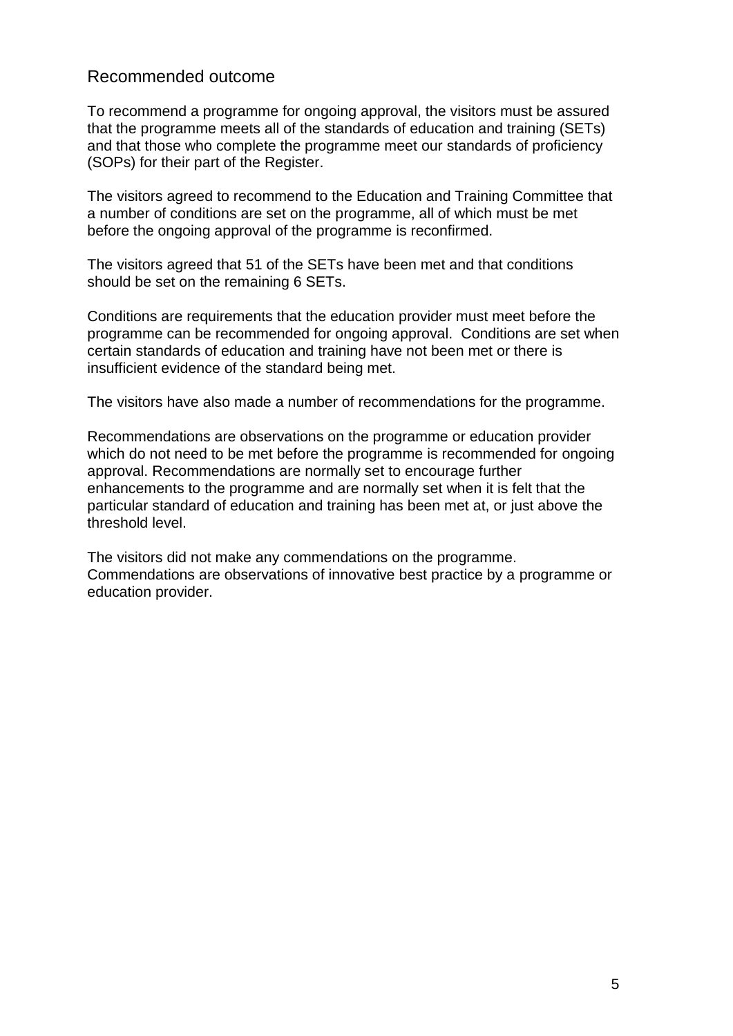## Recommended outcome

To recommend a programme for ongoing approval, the visitors must be assured that the programme meets all of the standards of education and training (SETs) and that those who complete the programme meet our standards of proficiency (SOPs) for their part of the Register.

The visitors agreed to recommend to the Education and Training Committee that a number of conditions are set on the programme, all of which must be met before the ongoing approval of the programme is reconfirmed.

The visitors agreed that 51 of the SETs have been met and that conditions should be set on the remaining 6 SETs.

Conditions are requirements that the education provider must meet before the programme can be recommended for ongoing approval. Conditions are set when certain standards of education and training have not been met or there is insufficient evidence of the standard being met.

The visitors have also made a number of recommendations for the programme.

Recommendations are observations on the programme or education provider which do not need to be met before the programme is recommended for ongoing approval. Recommendations are normally set to encourage further enhancements to the programme and are normally set when it is felt that the particular standard of education and training has been met at, or just above the threshold level.

The visitors did not make any commendations on the programme. Commendations are observations of innovative best practice by a programme or education provider.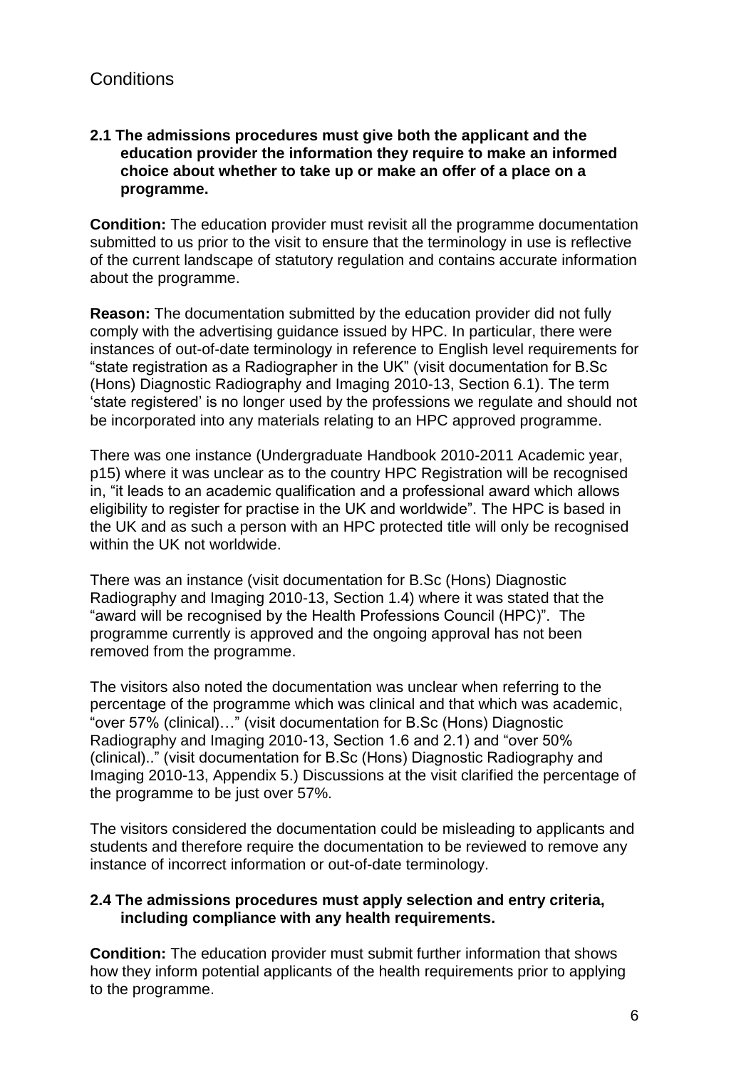## Conditions

**2.1 The admissions procedures must give both the applicant and the education provider the information they require to make an informed choice about whether to take up or make an offer of a place on a programme.**

**Condition:** The education provider must revisit all the programme documentation submitted to us prior to the visit to ensure that the terminology in use is reflective of the current landscape of statutory regulation and contains accurate information about the programme.

**Reason:** The documentation submitted by the education provider did not fully comply with the advertising guidance issued by HPC. In particular, there were instances of out-of-date terminology in reference to English level requirements for "state registration as a Radiographer in the UK" (visit documentation for B.Sc (Hons) Diagnostic Radiography and Imaging 2010-13, Section 6.1). The term 'state registered' is no longer used by the professions we regulate and should not be incorporated into any materials relating to an HPC approved programme.

There was one instance (Undergraduate Handbook 2010-2011 Academic year, p15) where it was unclear as to the country HPC Registration will be recognised in, "it leads to an academic qualification and a professional award which allows eligibility to register for practise in the UK and worldwide". The HPC is based in the UK and as such a person with an HPC protected title will only be recognised within the UK not worldwide.

There was an instance (visit documentation for B.Sc (Hons) Diagnostic Radiography and Imaging 2010-13, Section 1.4) where it was stated that the "award will be recognised by the Health Professions Council (HPC)". The programme currently is approved and the ongoing approval has not been removed from the programme.

The visitors also noted the documentation was unclear when referring to the percentage of the programme which was clinical and that which was academic, "over 57% (clinical)…" (visit documentation for B.Sc (Hons) Diagnostic Radiography and Imaging 2010-13, Section 1.6 and 2.1) and "over 50% (clinical).." (visit documentation for B.Sc (Hons) Diagnostic Radiography and Imaging 2010-13, Appendix 5.) Discussions at the visit clarified the percentage of the programme to be just over 57%.

The visitors considered the documentation could be misleading to applicants and students and therefore require the documentation to be reviewed to remove any instance of incorrect information or out-of-date terminology.

**2.4 The admissions procedures must apply selection and entry criteria, including compliance with any health requirements.**

**Condition:** The education provider must submit further information that shows how they inform potential applicants of the health requirements prior to applying to the programme.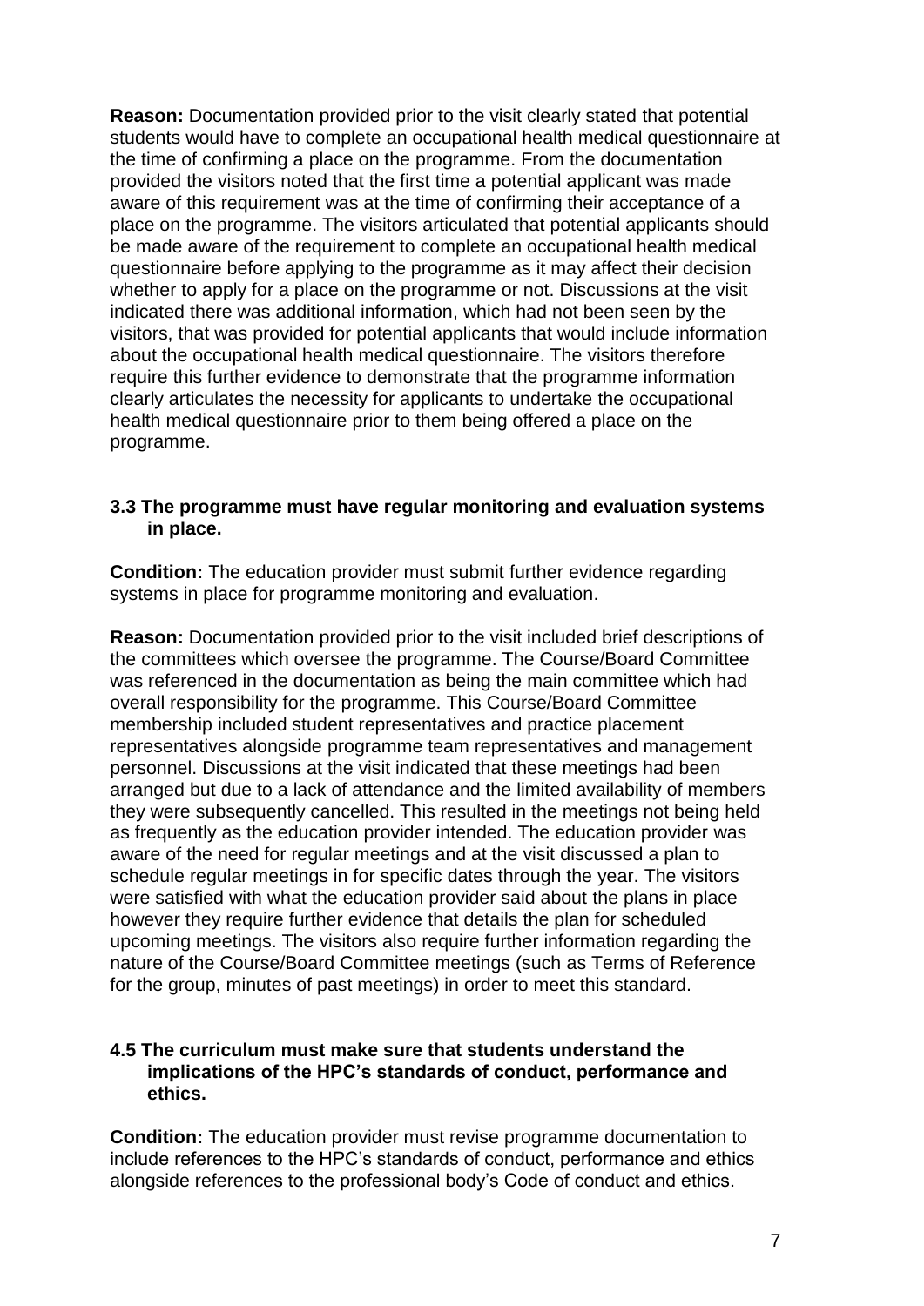**Reason:** Documentation provided prior to the visit clearly stated that potential students would have to complete an occupational health medical questionnaire at the time of confirming a place on the programme. From the documentation provided the visitors noted that the first time a potential applicant was made aware of this requirement was at the time of confirming their acceptance of a place on the programme. The visitors articulated that potential applicants should be made aware of the requirement to complete an occupational health medical questionnaire before applying to the programme as it may affect their decision whether to apply for a place on the programme or not. Discussions at the visit indicated there was additional information, which had not been seen by the visitors, that was provided for potential applicants that would include information about the occupational health medical questionnaire. The visitors therefore require this further evidence to demonstrate that the programme information clearly articulates the necessity for applicants to undertake the occupational health medical questionnaire prior to them being offered a place on the programme.

**3.3 The programme must have regular monitoring and evaluation systems in place.**

**Condition:** The education provider must submit further evidence regarding systems in place for programme monitoring and evaluation.

**Reason:** Documentation provided prior to the visit included brief descriptions of the committees which oversee the programme. The Course/Board Committee was referenced in the documentation as being the main committee which had overall responsibility for the programme. This Course/Board Committee membership included student representatives and practice placement representatives alongside programme team representatives and management personnel. Discussions at the visit indicated that these meetings had been arranged but due to a lack of attendance and the limited availability of members they were subsequently cancelled. This resulted in the meetings not being held as frequently as the education provider intended. The education provider was aware of the need for regular meetings and at the visit discussed a plan to schedule regular meetings in for specific dates through the year. The visitors were satisfied with what the education provider said about the plans in place however they require further evidence that details the plan for scheduled upcoming meetings. The visitors also require further information regarding the nature of the Course/Board Committee meetings (such as Terms of Reference for the group, minutes of past meetings) in order to meet this standard.

**4.5 The curriculum must make sure that students understand the implications of the HPC's standards of conduct, performance and ethics.**

**Condition:** The education provider must revise programme documentation to include references to the HPC's standards of conduct, performance and ethics alongside references to the professional body's Code of conduct and ethics.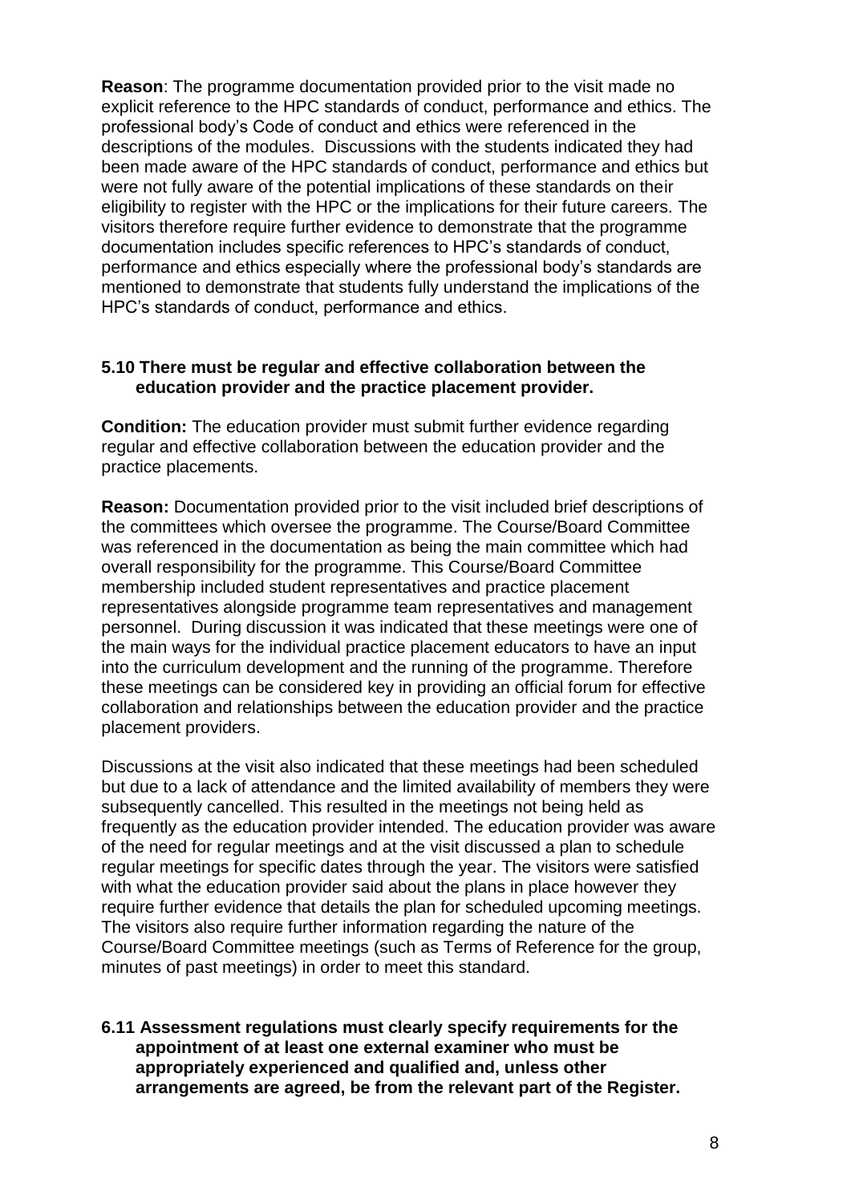**Reason**: The programme documentation provided prior to the visit made no explicit reference to the HPC standards of conduct, performance and ethics. The professional body's Code of conduct and ethics were referenced in the descriptions of the modules. Discussions with the students indicated they had been made aware of the HPC standards of conduct, performance and ethics but were not fully aware of the potential implications of these standards on their eligibility to register with the HPC or the implications for their future careers. The visitors therefore require further evidence to demonstrate that the programme documentation includes specific references to HPC's standards of conduct, performance and ethics especially where the professional body's standards are mentioned to demonstrate that students fully understand the implications of the HPC's standards of conduct, performance and ethics.

**5.10 There must be regular and effective collaboration between the education provider and the practice placement provider.**

**Condition:** The education provider must submit further evidence regarding regular and effective collaboration between the education provider and the practice placements.

**Reason:** Documentation provided prior to the visit included brief descriptions of the committees which oversee the programme. The Course/Board Committee was referenced in the documentation as being the main committee which had overall responsibility for the programme. This Course/Board Committee membership included student representatives and practice placement representatives alongside programme team representatives and management personnel. During discussion it was indicated that these meetings were one of the main ways for the individual practice placement educators to have an input into the curriculum development and the running of the programme. Therefore these meetings can be considered key in providing an official forum for effective collaboration and relationships between the education provider and the practice placement providers.

Discussions at the visit also indicated that these meetings had been scheduled but due to a lack of attendance and the limited availability of members they were subsequently cancelled. This resulted in the meetings not being held as frequently as the education provider intended. The education provider was aware of the need for regular meetings and at the visit discussed a plan to schedule regular meetings for specific dates through the year. The visitors were satisfied with what the education provider said about the plans in place however they require further evidence that details the plan for scheduled upcoming meetings. The visitors also require further information regarding the nature of the Course/Board Committee meetings (such as Terms of Reference for the group, minutes of past meetings) in order to meet this standard.

**6.11 Assessment regulations must clearly specify requirements for the appointment of at least one external examiner who must be appropriately experienced and qualified and, unless other arrangements are agreed, be from the relevant part of the Register.**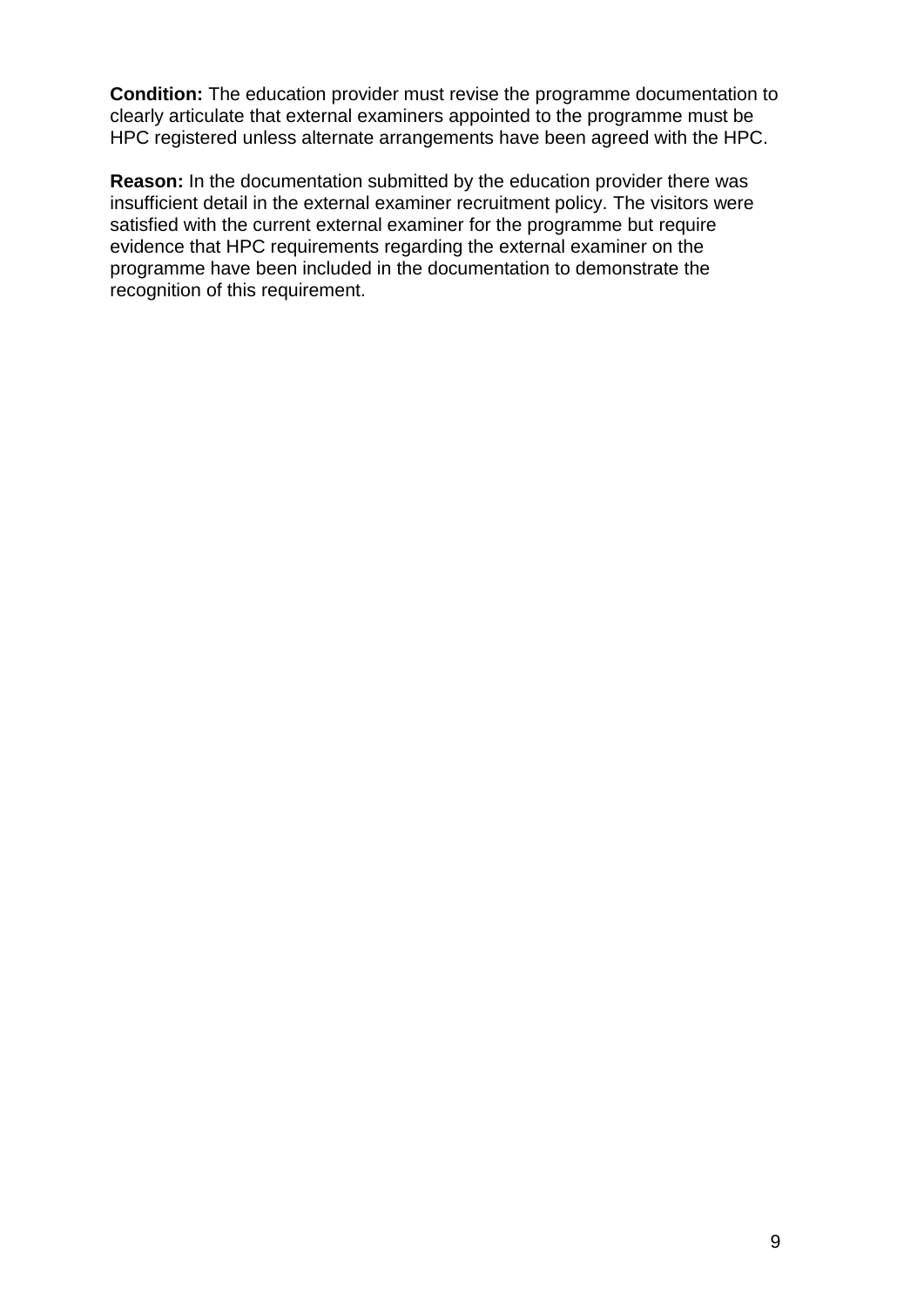**Condition:** The education provider must revise the programme documentation to clearly articulate that external examiners appointed to the programme must be HPC registered unless alternate arrangements have been agreed with the HPC.

**Reason:** In the documentation submitted by the education provider there was insufficient detail in the external examiner recruitment policy. The visitors were satisfied with the current external examiner for the programme but require evidence that HPC requirements regarding the external examiner on the programme have been included in the documentation to demonstrate the recognition of this requirement.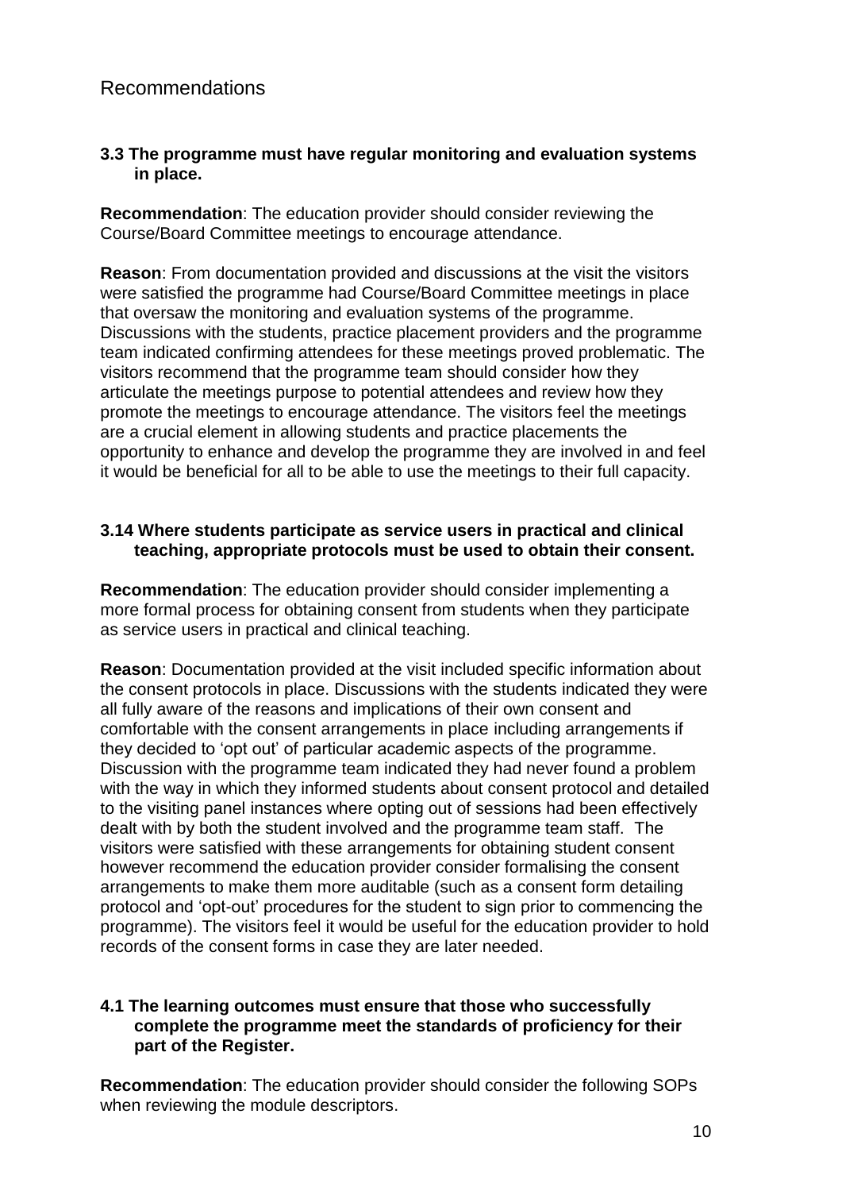## Recommendations

**3.3 The programme must have regular monitoring and evaluation systems in place.**

**Recommendation**: The education provider should consider reviewing the Course/Board Committee meetings to encourage attendance.

**Reason**: From documentation provided and discussions at the visit the visitors were satisfied the programme had Course/Board Committee meetings in place that oversaw the monitoring and evaluation systems of the programme. Discussions with the students, practice placement providers and the programme team indicated confirming attendees for these meetings proved problematic. The visitors recommend that the programme team should consider how they articulate the meetings purpose to potential attendees and review how they promote the meetings to encourage attendance. The visitors feel the meetings are a crucial element in allowing students and practice placements the opportunity to enhance and develop the programme they are involved in and feel it would be beneficial for all to be able to use the meetings to their full capacity.

**3.14 Where students participate as service users in practical and clinical teaching, appropriate protocols must be used to obtain their consent.**

**Recommendation**: The education provider should consider implementing a more formal process for obtaining consent from students when they participate as service users in practical and clinical teaching.

**Reason**: Documentation provided at the visit included specific information about the consent protocols in place. Discussions with the students indicated they were all fully aware of the reasons and implications of their own consent and comfortable with the consent arrangements in place including arrangements if they decided to 'opt out' of particular academic aspects of the programme. Discussion with the programme team indicated they had never found a problem with the way in which they informed students about consent protocol and detailed to the visiting panel instances where opting out of sessions had been effectively dealt with by both the student involved and the programme team staff. The visitors were satisfied with these arrangements for obtaining student consent however recommend the education provider consider formalising the consent arrangements to make them more auditable (such as a consent form detailing protocol and 'opt-out' procedures for the student to sign prior to commencing the programme). The visitors feel it would be useful for the education provider to hold records of the consent forms in case they are later needed.

**4.1 The learning outcomes must ensure that those who successfully complete the programme meet the standards of proficiency for their part of the Register.**

**Recommendation**: The education provider should consider the following SOPs when reviewing the module descriptors.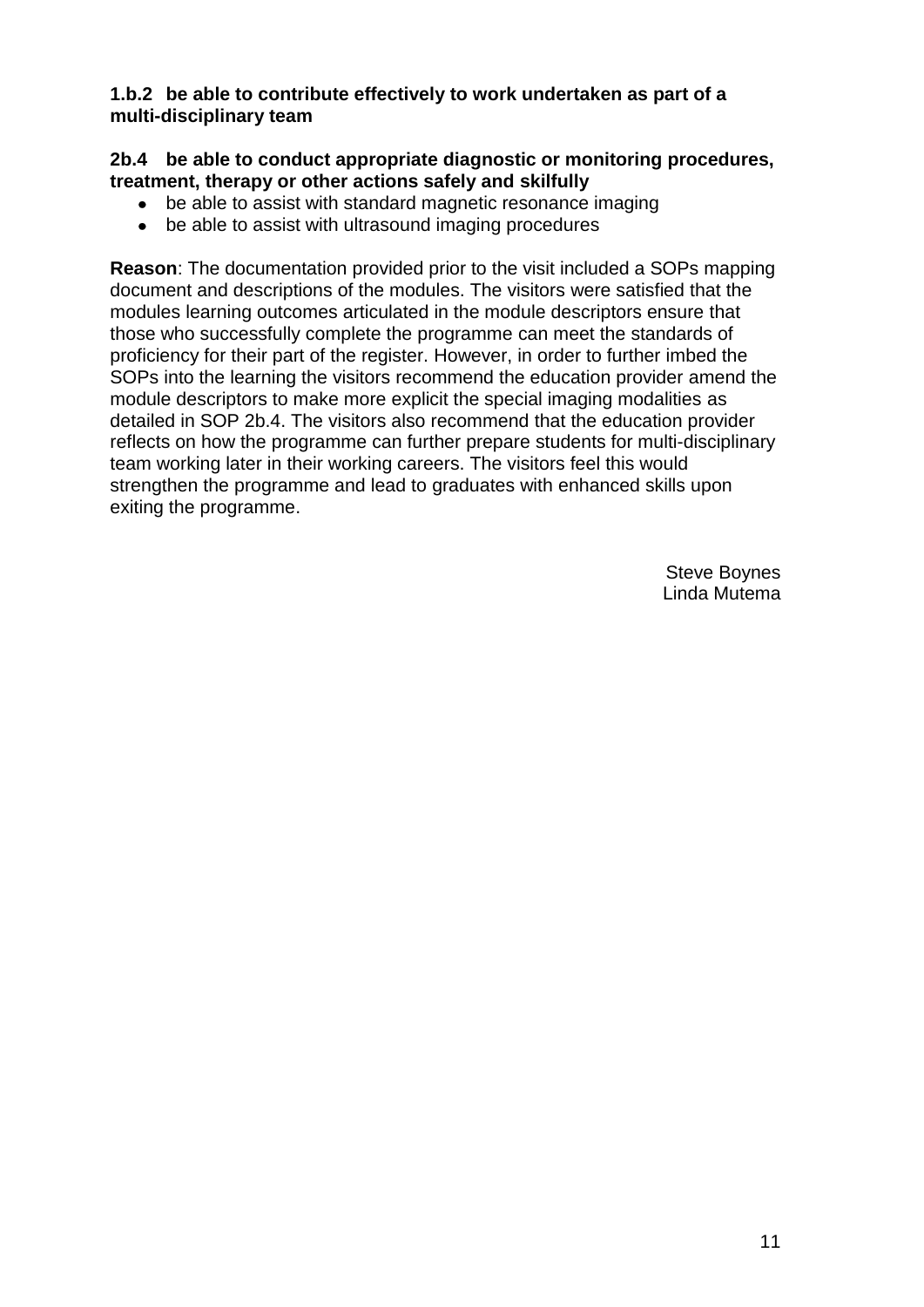**1.b.2 be able to contribute effectively to work undertaken as part of a multi-disciplinary team**

**2b.4 be able to conduct appropriate diagnostic or monitoring procedures, treatment, therapy or other actions safely and skilfully**

- be able to assist with standard magnetic resonance imaging
- be able to assist with ultrasound imaging procedures

**Reason**: The documentation provided prior to the visit included a SOPs mapping document and descriptions of the modules. The visitors were satisfied that the modules learning outcomes articulated in the module descriptors ensure that those who successfully complete the programme can meet the standards of proficiency for their part of the register. However, in order to further imbed the SOPs into the learning the visitors recommend the education provider amend the module descriptors to make more explicit the special imaging modalities as detailed in SOP 2b.4. The visitors also recommend that the education provider reflects on how the programme can further prepare students for multi-disciplinary team working later in their working careers. The visitors feel this would strengthen the programme and lead to graduates with enhanced skills upon exiting the programme.

Steve Boynes
Linda Mutema